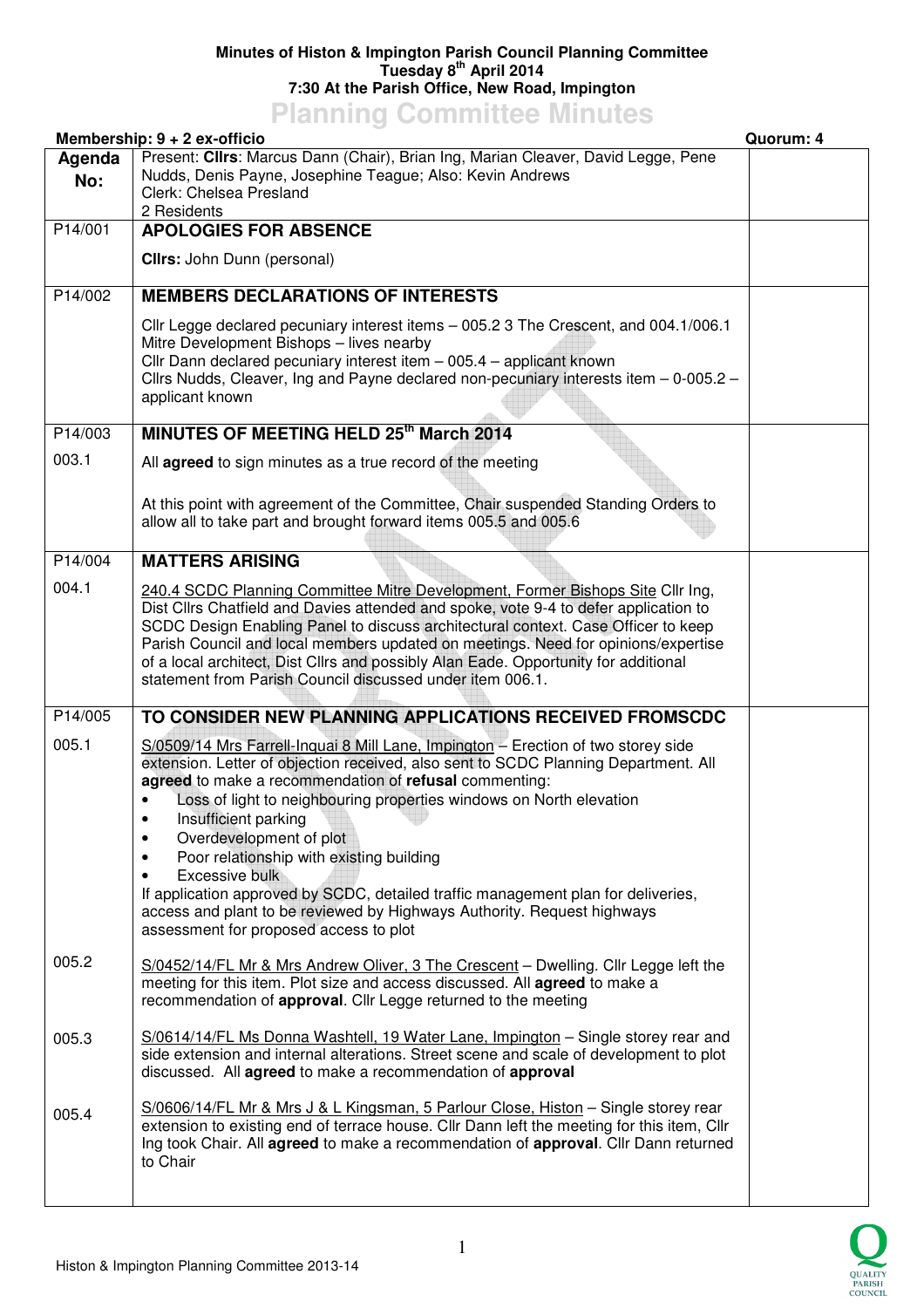**Minutes of Histon & Impington Parish Council Planning Committee**
**Tuesday 8th April 2014**
**7:30 At the Parish Office, New Road, Impington**

# Planning Committee Minutes

**Membership: 9 + 2 ex-officio** | **Quorum: 4**

| Agenda No: | | |
|---|---|---|
| | Present: **Cllrs**: Marcus Dann (Chair), Brian Ing, Marian Cleaver, David Legge, Pene Nudds, Denis Payne, Josephine Teague; Also: Kevin Andrews<br>Clerk: Chelsea Presland<br>2 Residents | |
| P14/001 | **APOLOGIES FOR ABSENCE**<br><br>**Cllrs:** John Dunn (personal) | |
| P14/002 | **MEMBERS DECLARATIONS OF INTERESTS**<br><br>Cllr Legge declared pecuniary interest items – 005.2 3 The Crescent, and 004.1/006.1 Mitre Development Bishops – lives nearby<br>Cllr Dann declared pecuniary interest item – 005.4 – applicant known<br>Cllrs Nudds, Cleaver, Ing and Payne declared non-pecuniary interests item – 0-005.2 – applicant known | |
| P14/003 | **MINUTES OF MEETING HELD 25th March 2014** | |
| 003.1 | All **agreed** to sign minutes as a true record of the meeting<br><br>At this point with agreement of the Committee, Chair suspended Standing Orders to allow all to take part and brought forward items 005.5 and 005.6 | |
| P14/004 | **MATTERS ARISING** | |
| 004.1 | 240.4 SCDC Planning Committee Mitre Development, Former Bishops Site Cllr Ing, Dist Cllrs Chatfield and Davies attended and spoke, vote 9-4 to defer application to SCDC Design Enabling Panel to discuss architectural context. Case Officer to keep Parish Council and local members updated on meetings. Need for opinions/expertise of a local architect, Dist Cllrs and possibly Alan Eade. Opportunity for additional statement from Parish Council discussed under item 006.1. | |
| P14/005 | **TO CONSIDER NEW PLANNING APPLICATIONS RECEIVED FROMSCDC** | |
| 005.1 | S/0509/14 Mrs Farrell-Inquai 8 Mill Lane, Impington – Erection of two storey side extension. Letter of objection received, also sent to SCDC Planning Department. All **agreed** to make a recommendation of **refusal** commenting:<br>• Loss of light to neighbouring properties windows on North elevation<br>• Insufficient parking<br>• Overdevelopment of plot<br>• Poor relationship with existing building<br>• Excessive bulk<br>If application approved by SCDC, detailed traffic management plan for deliveries, access and plant to be reviewed by Highways Authority. Request highways assessment for proposed access to plot | |
| 005.2 | S/0452/14/FL Mr & Mrs Andrew Oliver, 3 The Crescent – Dwelling. Cllr Legge left the meeting for this item. Plot size and access discussed. All **agreed** to make a recommendation of **approval**. Cllr Legge returned to the meeting | |
| 005.3 | S/0614/14/FL Ms Donna Washtell, 19 Water Lane, Impington – Single storey rear and side extension and internal alterations. Street scene and scale of development to plot discussed. All **agreed** to make a recommendation of **approval** | |
| 005.4 | S/0606/14/FL Mr & Mrs J & L Kingsman, 5 Parlour Close, Histon – Single storey rear extension to existing end of terrace house. Cllr Dann left the meeting for this item, Cllr Ing took Chair. All **agreed** to make a recommendation of **approval**. Cllr Dann returned to Chair | |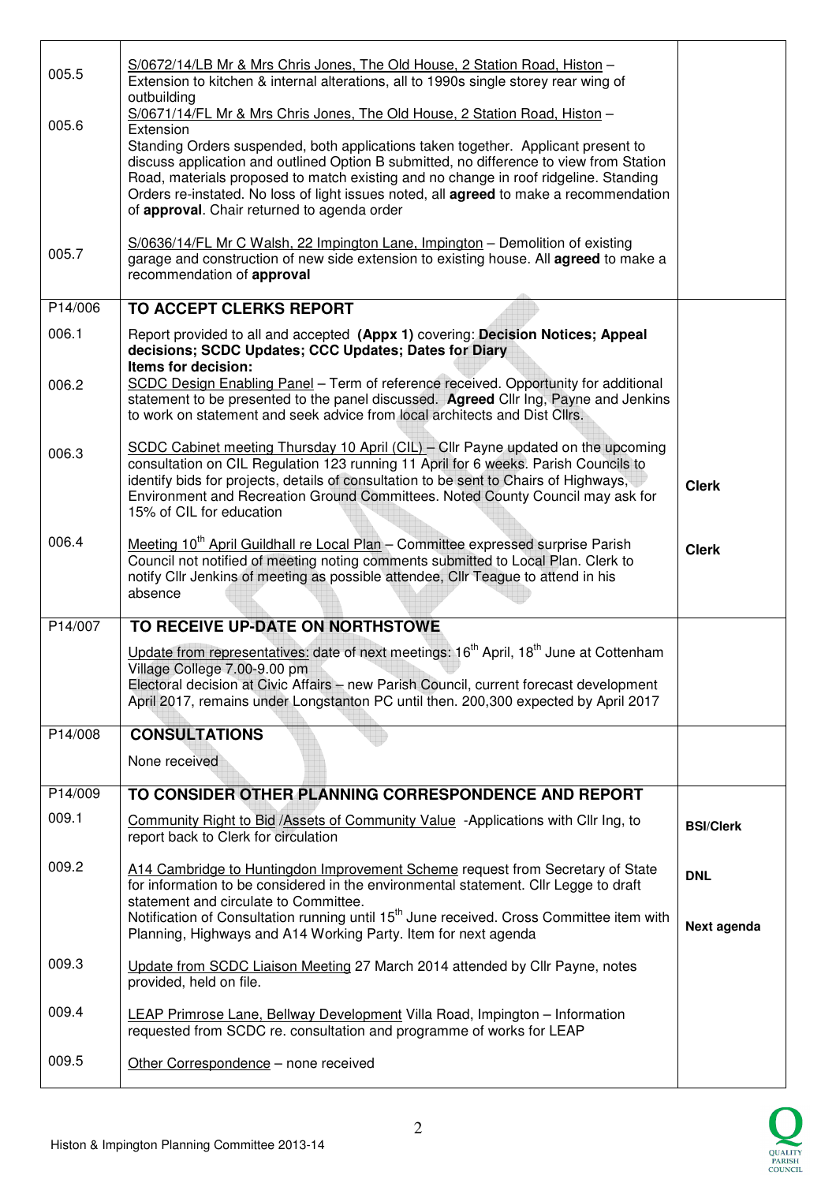| | | |
|---|---|---|
| 005.5 | S/0672/14/LB Mr & Mrs Chris Jones, The Old House, 2 Station Road, Histon – Extension to kitchen & internal alterations, all to 1990s single storey rear wing of outbuilding | |
| 005.6 | S/0671/14/FL Mr & Mrs Chris Jones, The Old House, 2 Station Road, Histon – Extension<br>Standing Orders suspended, both applications taken together. Applicant present to discuss application and outlined Option B submitted, no difference to view from Station Road, materials proposed to match existing and no change in roof ridgeline. Standing Orders re-instated. No loss of light issues noted, all **agreed** to make a recommendation of **approval**. Chair returned to agenda order | |
| 005.7 | S/0636/14/FL Mr C Walsh, 22 Impington Lane, Impington – Demolition of existing garage and construction of new side extension to existing house. All **agreed** to make a recommendation of **approval** | |
| P14/006 | **TO ACCEPT CLERKS REPORT** | |
| 006.1 | Report provided to all and accepted **(Appx 1)** covering: **Decision Notices; Appeal decisions; SCDC Updates; CCC Updates; Dates for Diary**<br>**Items for decision:** | |
| 006.2 | SCDC Design Enabling Panel – Term of reference received. Opportunity for additional statement to be presented to the panel discussed. **Agreed** Cllr Ing, Payne and Jenkins to work on statement and seek advice from local architects and Dist Cllrs. | |
| 006.3 | SCDC Cabinet meeting Thursday 10 April (CIL) – Cllr Payne updated on the upcoming consultation on CIL Regulation 123 running 11 April for 6 weeks. Parish Councils to identify bids for projects, details of consultation to be sent to Chairs of Highways, Environment and Recreation Ground Committees. Noted County Council may ask for 15% of CIL for education | **Clerk** |
| 006.4 | Meeting 10th April Guildhall re Local Plan – Committee expressed surprise Parish Council not notified of meeting noting comments submitted to Local Plan. Clerk to notify Cllr Jenkins of meeting as possible attendee, Cllr Teague to attend in his absence | **Clerk** |
| P14/007 | **TO RECEIVE UP-DATE ON NORTHSTOWE** | |
| | Update from representatives: date of next meetings: 16th April, 18th June at Cottenham Village College 7.00-9.00 pm<br>Electoral decision at Civic Affairs – new Parish Council, current forecast development April 2017, remains under Longstanton PC until then. 200,300 expected by April 2017 | |
| P14/008 | **CONSULTATIONS** | |
| | None received | |
| P14/009 | **TO CONSIDER OTHER PLANNING CORRESPONDENCE AND REPORT** | |
| 009.1 | Community Right to Bid /Assets of Community Value -Applications with Cllr Ing, to report back to Clerk for circulation | **BSI/Clerk** |
| 009.2 | A14 Cambridge to Huntingdon Improvement Scheme request from Secretary of State for information to be considered in the environmental statement. Cllr Legge to draft statement and circulate to Committee.<br>Notification of Consultation running until 15th June received. Cross Committee item with Planning, Highways and A14 Working Party. Item for next agenda | **DNL**<br><br>**Next agenda** |
| 009.3 | Update from SCDC Liaison Meeting 27 March 2014 attended by Cllr Payne, notes provided, held on file. | |
| 009.4 | LEAP Primrose Lane, Bellway Development Villa Road, Impington – Information requested from SCDC re. consultation and programme of works for LEAP | |
| 009.5 | Other Correspondence – none received | |

Histon & Impington Planning Committee 2013-14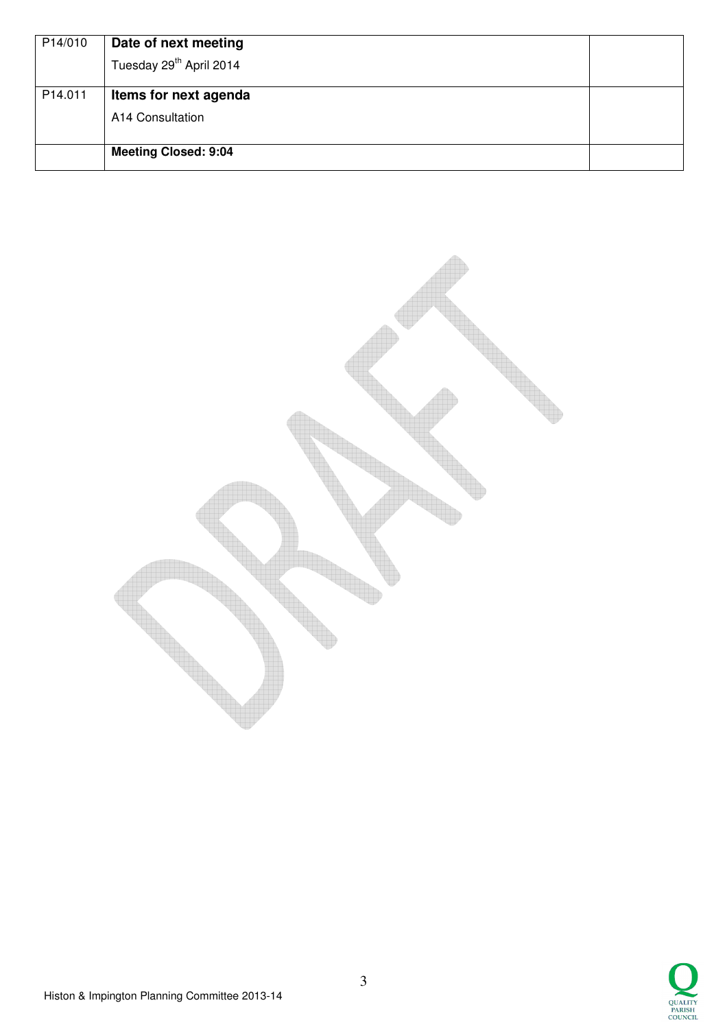| | | |
|---|---|---|
| P14/010 | **Date of next meeting**<br>Tuesday 29th April 2014 | |
| P14.011 | **Items for next agenda**<br>A14 Consultation | |
| | **Meeting Closed: 9:04** | |